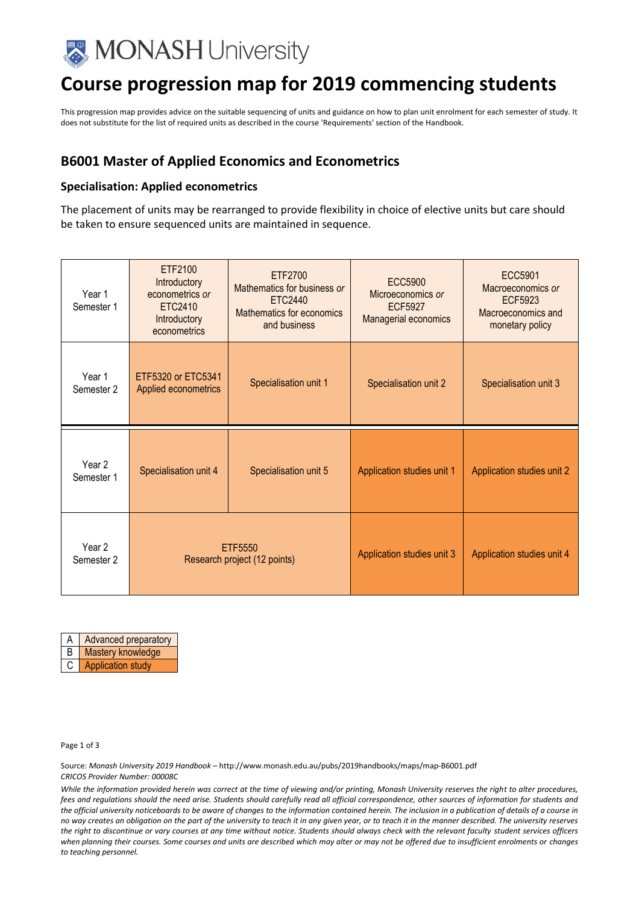# Course progression map for 2019 commencing students

This progression map provides advice on the suitable sequencing of units and guidance on how to plan unit enrolment for each semester of study. It does not substitute for the list of required units as described in the course 'Requirements' section of the Handbook.

## B6001 Master of Applied Economics and Econometrics

### Specialisation: Applied econometrics

The placement of units may be rearranged to provide flexibility in choice of elective units but care should be taken to ensure sequenced units are maintained in sequence.

| | | | | |
|---|---|---|---|---|
| Year 1 Semester 1 | ETF2100 Introductory econometrics *or* ETC2410 Introductory econometrics | ETF2700 Mathematics for business *or* ETC2440 Mathematics for economics and business | ECC5900 Microeconomics *or* ECF5927 Managerial economics | ECC5901 Macroeconomics *or* ECF5923 Macroeconomics and monetary policy |
| Year 1 Semester 2 | ETF5320 or ETC5341 Applied econometrics | Specialisation unit 1 | Specialisation unit 2 | Specialisation unit 3 |
| Year 2 Semester 1 | Specialisation unit 4 | Specialisation unit 5 | Application studies unit 1 | Application studies unit 2 |
| Year 2 Semester 2 | ETF5550 Research project (12 points) | | Application studies unit 3 | Application studies unit 4 |

| | |
|---|---|
| A | Advanced preparatory |
| B | Mastery knowledge |
| C | Application study |

Source: *Monash University 2019 Handbook* – http://www.monash.edu.au/pubs/2019handbooks/maps/map-B6001.pdf
*CRICOS Provider Number: 00008C*

*While the information provided herein was correct at the time of viewing and/or printing, Monash University reserves the right to alter procedures, fees and regulations should the need arise. Students should carefully read all official correspondence, other sources of information for students and the official university noticeboards to be aware of changes to the information contained herein. The inclusion in a publication of details of a course in no way creates an obligation on the part of the university to teach it in any given year, or to teach it in the manner described. The university reserves the right to discontinue or vary courses at any time without notice. Students should always check with the relevant faculty student services officers when planning their courses. Some courses and units are described which may alter or may not be offered due to insufficient enrolments or changes to teaching personnel.*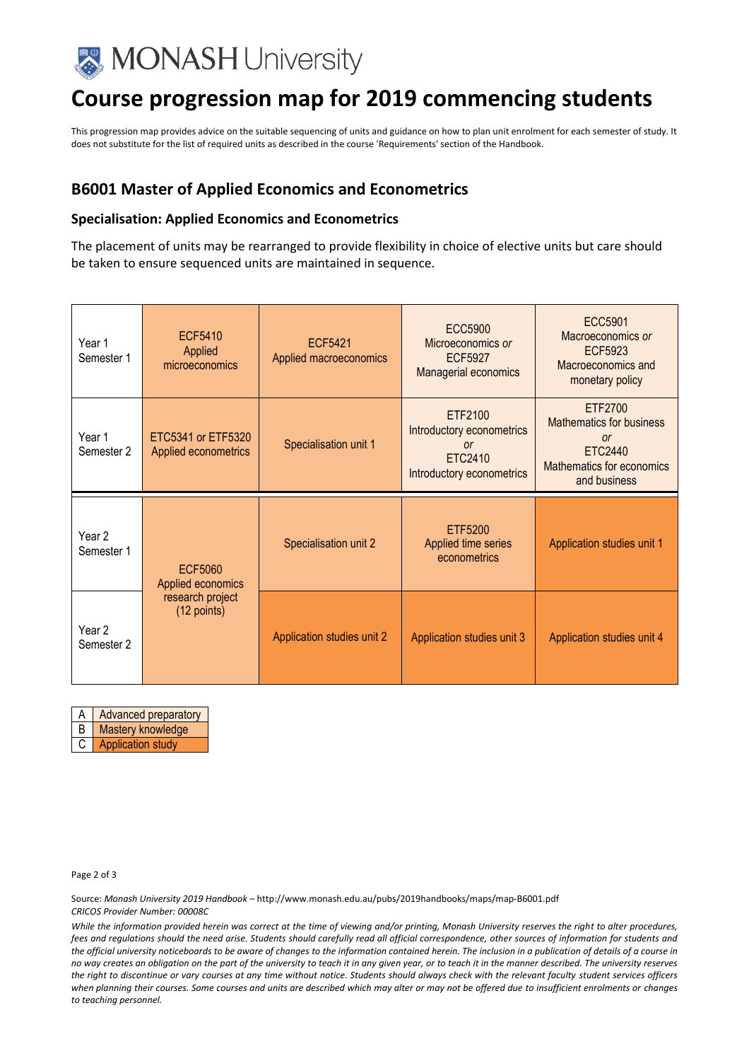# Course progression map for 2019 commencing students

This progression map provides advice on the suitable sequencing of units and guidance on how to plan unit enrolment for each semester of study. It does not substitute for the list of required units as described in the course 'Requirements' section of the Handbook.

## B6001 Master of Applied Economics and Econometrics

### Specialisation: Applied Economics and Econometrics

The placement of units may be rearranged to provide flexibility in choice of elective units but care should be taken to ensure sequenced units are maintained in sequence.

| | | | | |
|---|---|---|---|---|
| Year 1 Semester 1 | ECF5410 Applied microeconomics | ECF5421 Applied macroeconomics | ECC5900 Microeconomics *or* ECF5927 Managerial economics | ECC5901 Macroeconomics *or* ECF5923 Macroeconomics and monetary policy |
| Year 1 Semester 2 | ETC5341 or ETF5320 Applied econometrics | Specialisation unit 1 | ETF2100 Introductory econometrics *or* ETC2410 Introductory econometrics | ETF2700 Mathematics for business *or* ETC2440 Mathematics for economics and business |
| Year 2 Semester 1 | ECF5060 Applied economics research project (12 points) | Specialisation unit 2 | ETF5200 Applied time series econometrics | Application studies unit 1 |
| Year 2 Semester 2 | | Application studies unit 2 | Application studies unit 3 | Application studies unit 4 |

| | |
|---|---|
| A | Advanced preparatory |
| B | Mastery knowledge |
| C | Application study |

Source: *Monash University 2019 Handbook* – http://www.monash.edu.au/pubs/2019handbooks/maps/map-B6001.pdf
*CRICOS Provider Number: 00008C*

*While the information provided herein was correct at the time of viewing and/or printing, Monash University reserves the right to alter procedures, fees and regulations should the need arise. Students should carefully read all official correspondence, other sources of information for students and the official university noticeboards to be aware of changes to the information contained herein. The inclusion in a publication of details of a course in no way creates an obligation on the part of the university to teach it in any given year, or to teach it in the manner described. The university reserves the right to discontinue or vary courses at any time without notice. Students should always check with the relevant faculty student services officers when planning their courses. Some courses and units are described which may alter or may not be offered due to insufficient enrolments or changes to teaching personnel.*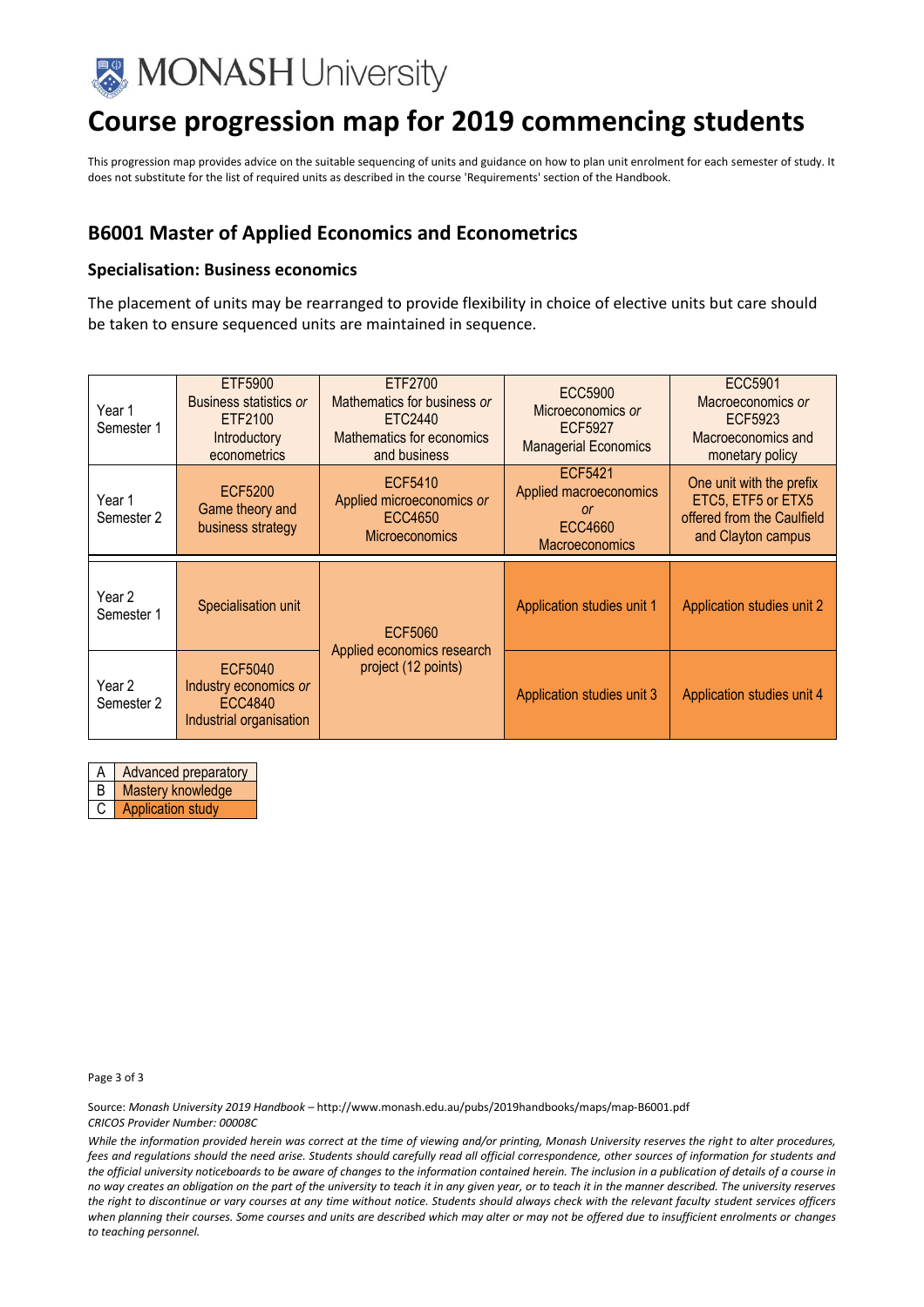# Course progression map for 2019 commencing students

This progression map provides advice on the suitable sequencing of units and guidance on how to plan unit enrolment for each semester of study. It does not substitute for the list of required units as described in the course 'Requirements' section of the Handbook.

## B6001 Master of Applied Economics and Econometrics

### Specialisation: Business economics

The placement of units may be rearranged to provide flexibility in choice of elective units but care should be taken to ensure sequenced units are maintained in sequence.

| | | | | |
|---|---|---|---|---|
| Year 1 Semester 1 | ETF5900 Business statistics *or* ETF2100 Introductory econometrics | ETF2700 Mathematics for business *or* ETC2440 Mathematics for economics and business | ECC5900 Microeconomics *or* ECF5927 Managerial Economics | ECC5901 Macroeconomics *or* ECF5923 Macroeconomics and monetary policy |
| Year 1 Semester 2 | ECF5200 Game theory and business strategy | ECF5410 Applied microeconomics *or* ECC4650 Microeconomics | ECF5421 Applied macroeconomics *or* ECC4660 Macroeconomics | One unit with the prefix ETC5, ETF5 or ETX5 offered from the Caulfield and Clayton campus |
| Year 2 Semester 1 | Specialisation unit | ECF5060 Applied economics research project (12 points) | Application studies unit 1 | Application studies unit 2 |
| Year 2 Semester 2 | ECF5040 Industry economics *or* ECC4840 Industrial organisation | | Application studies unit 3 | Application studies unit 4 |

| | |
|---|---|
| A | Advanced preparatory |
| B | Mastery knowledge |
| C | Application study |

Source: *Monash University 2019 Handbook* – http://www.monash.edu.au/pubs/2019handbooks/maps/map-B6001.pdf
*CRICOS Provider Number: 00008C*

*While the information provided herein was correct at the time of viewing and/or printing, Monash University reserves the right to alter procedures, fees and regulations should the need arise. Students should carefully read all official correspondence, other sources of information for students and the official university noticeboards to be aware of changes to the information contained herein. The inclusion in a publication of details of a course in no way creates an obligation on the part of the university to teach it in any given year, or to teach it in the manner described. The university reserves the right to discontinue or vary courses at any time without notice. Students should always check with the relevant faculty student services officers when planning their courses. Some courses and units are described which may alter or may not be offered due to insufficient enrolments or changes to teaching personnel.*